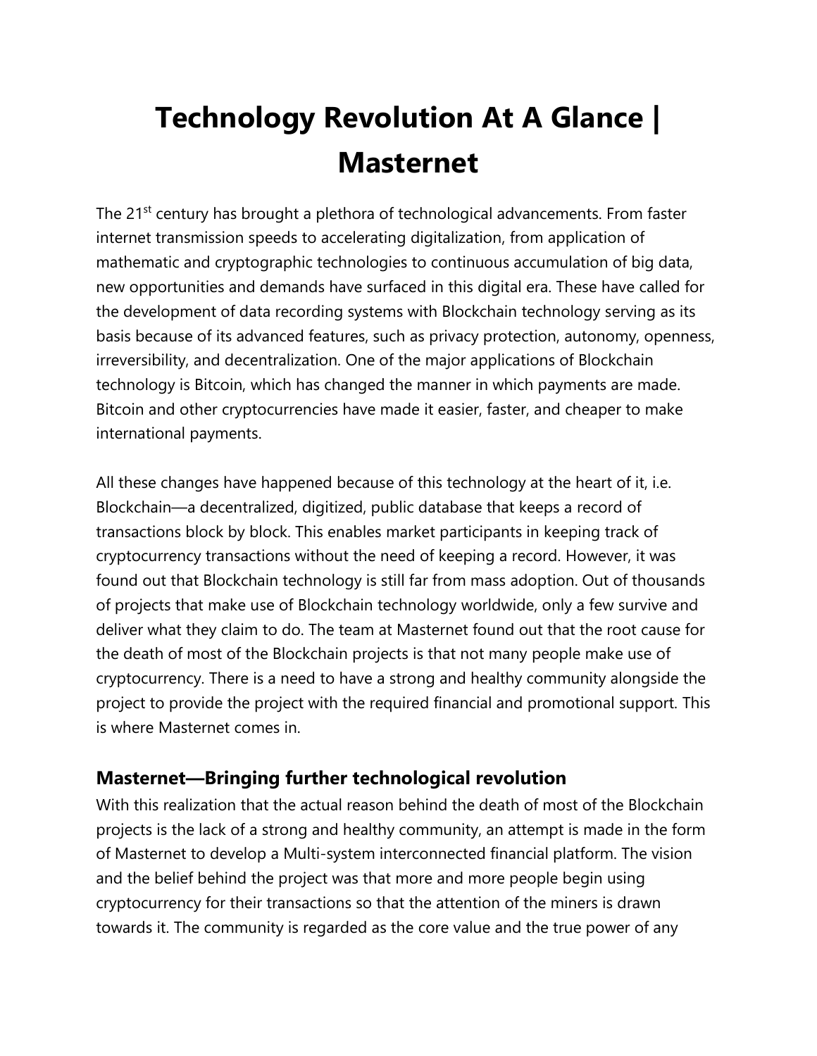# Technology Revolution At A Glance | Masternet

The 21st century has brought a plethora of technological advancements. From faster internet transmission speeds to accelerating digitalization, from application of mathematic and cryptographic technologies to continuous accumulation of big data, new opportunities and demands have surfaced in this digital era. These have called for the development of data recording systems with Blockchain technology serving as its basis because of its advanced features, such as privacy protection, autonomy, openness, irreversibility, and decentralization. One of the major applications of Blockchain technology is Bitcoin, which has changed the manner in which payments are made. Bitcoin and other cryptocurrencies have made it easier, faster, and cheaper to make international payments.

All these changes have happened because of this technology at the heart of it, i.e. Blockchain—a decentralized, digitized, public database that keeps a record of transactions block by block. This enables market participants in keeping track of cryptocurrency transactions without the need of keeping a record. However, it was found out that Blockchain technology is still far from mass adoption. Out of thousands of projects that make use of Blockchain technology worldwide, only a few survive and deliver what they claim to do. The team at Masternet found out that the root cause for the death of most of the Blockchain projects is that not many people make use of cryptocurrency. There is a need to have a strong and healthy community alongside the project to provide the project with the required financial and promotional support. This is where Masternet comes in.

## Masternet—Bringing further technological revolution

With this realization that the actual reason behind the death of most of the Blockchain projects is the lack of a strong and healthy community, an attempt is made in the form of Masternet to develop a Multi-system interconnected financial platform. The vision and the belief behind the project was that more and more people begin using cryptocurrency for their transactions so that the attention of the miners is drawn towards it. The community is regarded as the core value and the true power of any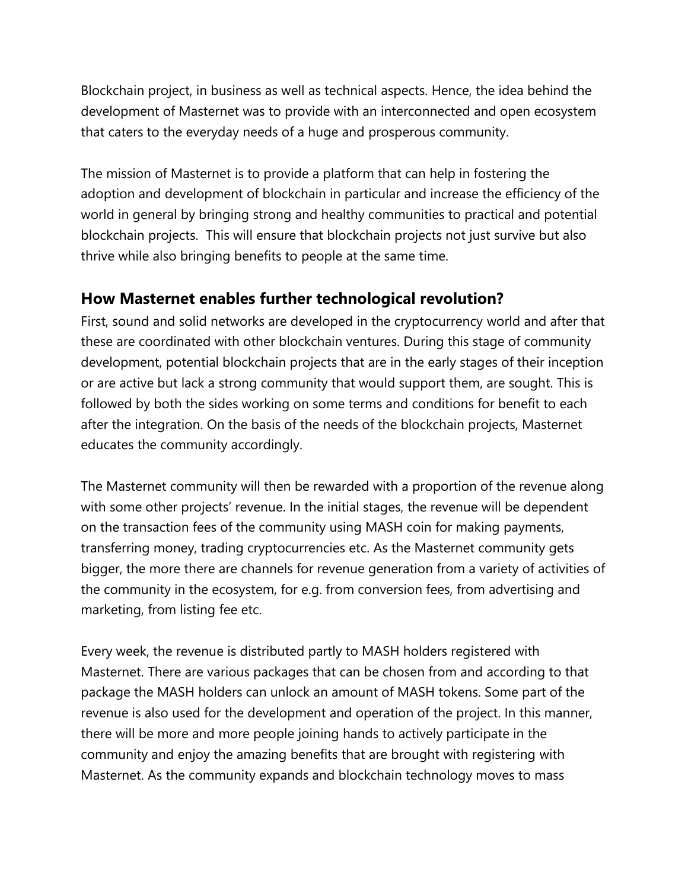Blockchain project, in business as well as technical aspects. Hence, the idea behind the development of Masternet was to provide with an interconnected and open ecosystem that caters to the everyday needs of a huge and prosperous community.

The mission of Masternet is to provide a platform that can help in fostering the adoption and development of blockchain in particular and increase the efficiency of the world in general by bringing strong and healthy communities to practical and potential blockchain projects. This will ensure that blockchain projects not just survive but also thrive while also bringing benefits to people at the same time.

## How Masternet enables further technological revolution?

First, sound and solid networks are developed in the cryptocurrency world and after that these are coordinated with other blockchain ventures. During this stage of community development, potential blockchain projects that are in the early stages of their inception or are active but lack a strong community that would support them, are sought. This is followed by both the sides working on some terms and conditions for benefit to each after the integration. On the basis of the needs of the blockchain projects, Masternet educates the community accordingly.

The Masternet community will then be rewarded with a proportion of the revenue along with some other projects' revenue. In the initial stages, the revenue will be dependent on the transaction fees of the community using MASH coin for making payments, transferring money, trading cryptocurrencies etc. As the Masternet community gets bigger, the more there are channels for revenue generation from a variety of activities of the community in the ecosystem, for e.g. from conversion fees, from advertising and marketing, from listing fee etc.

Every week, the revenue is distributed partly to MASH holders registered with Masternet. There are various packages that can be chosen from and according to that package the MASH holders can unlock an amount of MASH tokens. Some part of the revenue is also used for the development and operation of the project. In this manner, there will be more and more people joining hands to actively participate in the community and enjoy the amazing benefits that are brought with registering with Masternet. As the community expands and blockchain technology moves to mass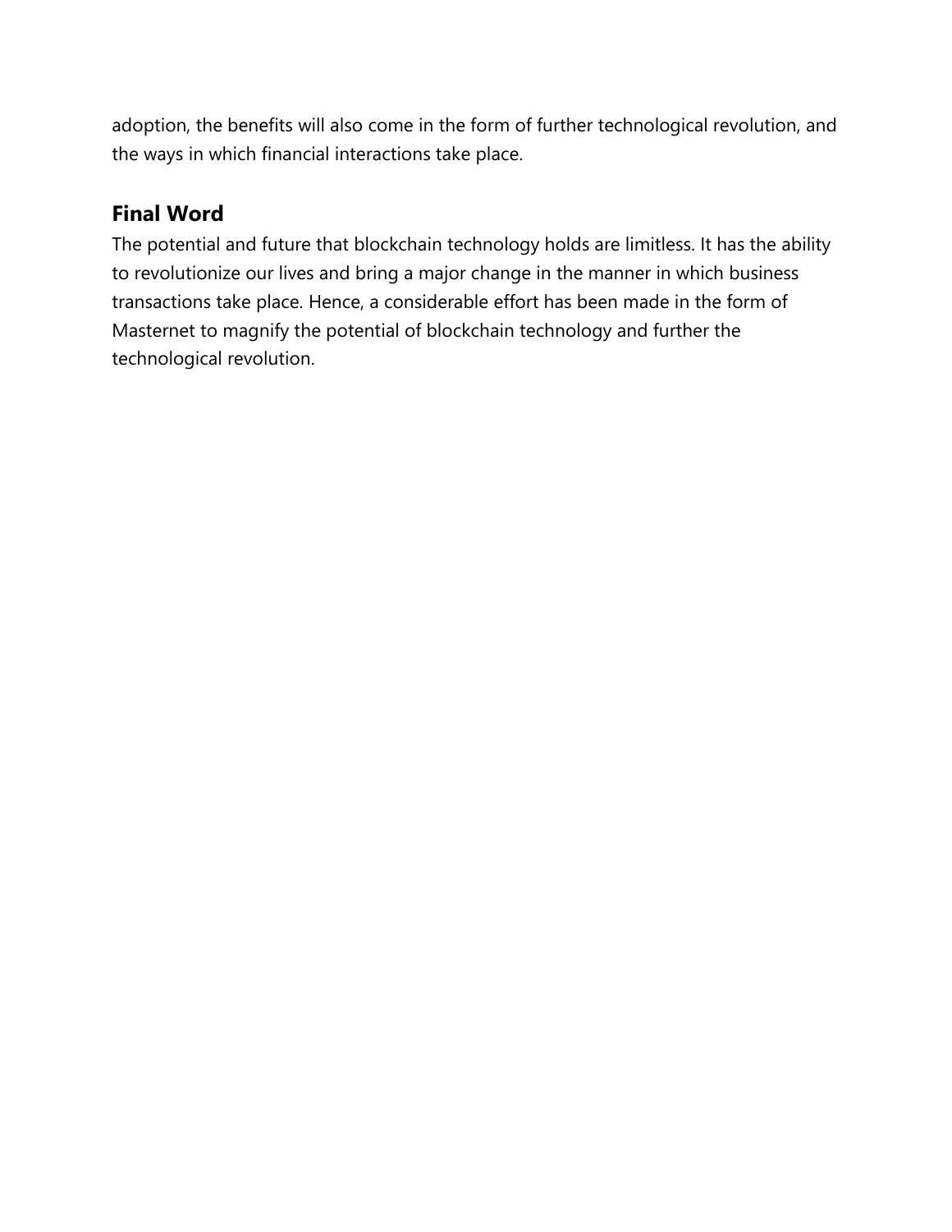adoption, the benefits will also come in the form of further technological revolution, and the ways in which financial interactions take place.

## Final Word

The potential and future that blockchain technology holds are limitless. It has the ability to revolutionize our lives and bring a major change in the manner in which business transactions take place. Hence, a considerable effort has been made in the form of Masternet to magnify the potential of blockchain technology and further the technological revolution.